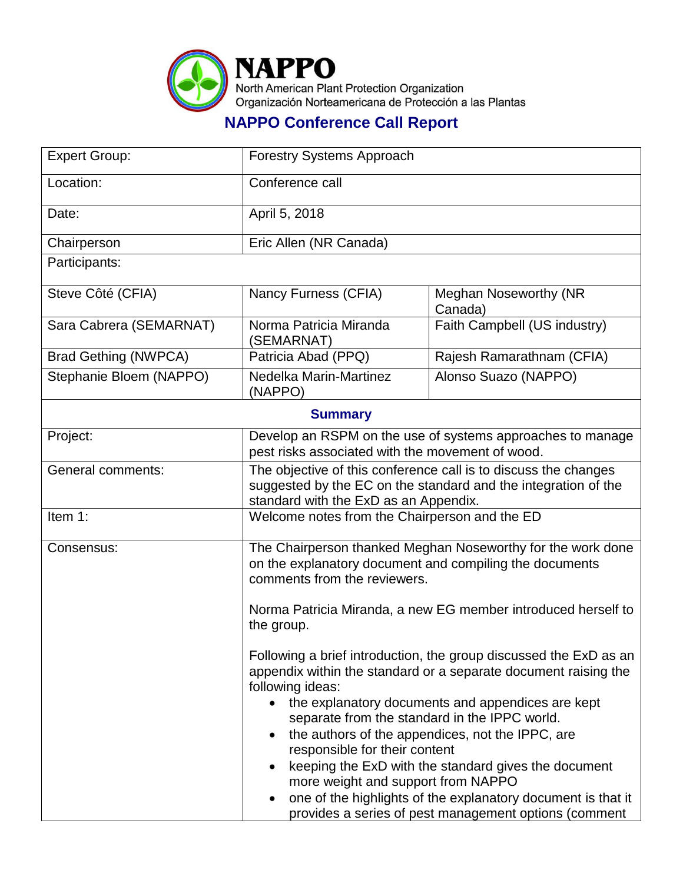**NAPPO**
North American Plant Protection Organization
Organización Norteamericana de Protección a las Plantas

## NAPPO Conference Call Report

| Expert Group: | Forestry Systems Approach | |
|---|---|---|
| Location: | Conference call | |
| Date: | April 5, 2018 | |
| Chairperson | Eric Allen (NR Canada) | |
| Participants: | | |
| Steve Côté (CFIA) | Nancy Furness (CFIA) | Meghan Noseworthy (NR Canada) |
| Sara Cabrera (SEMARNAT) | Norma Patricia Miranda (SEMARNAT) | Faith Campbell (US industry) |
| Brad Gething (NWPCA) | Patricia Abad (PPQ) | Rajesh Ramarathnam (CFIA) |
| Stephanie Bloem (NAPPO) | Nedelka Marin-Martinez (NAPPO) | Alonso Suazo (NAPPO) |

**Summary**

| | |
|---|---|
| Project: | Develop an RSPM on the use of systems approaches to manage pest risks associated with the movement of wood. |
| General comments: | The objective of this conference call is to discuss the changes suggested by the EC on the standard and the integration of the standard with the ExD as an Appendix. |
| Item 1: | Welcome notes from the Chairperson and the ED |
| Consensus: | The Chairperson thanked Meghan Noseworthy for the work done on the explanatory document and compiling the documents comments from the reviewers.<br><br>Norma Patricia Miranda, a new EG member introduced herself to the group.<br><br>Following a brief introduction, the group discussed the ExD as an appendix within the standard or a separate document raising the following ideas:<br>• the explanatory documents and appendices are kept separate from the standard in the IPPC world.<br>• the authors of the appendices, not the IPPC, are responsible for their content<br>• keeping the ExD with the standard gives the document more weight and support from NAPPO<br>• one of the highlights of the explanatory document is that it provides a series of pest management options (comment |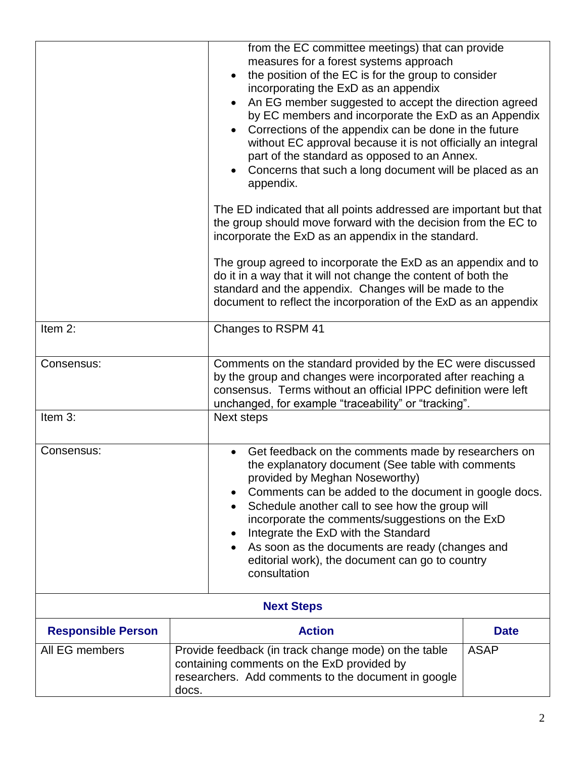| | |
|---|---|
| | from the EC committee meetings) that can provide measures for a forest systems approach<br>• the position of the EC is for the group to consider incorporating the ExD as an appendix<br>• An EG member suggested to accept the direction agreed by EC members and incorporate the ExD as an Appendix<br>• Corrections of the appendix can be done in the future without EC approval because it is not officially an integral part of the standard as opposed to an Annex.<br>• Concerns that such a long document will be placed as an appendix.<br><br>The ED indicated that all points addressed are important but that the group should move forward with the decision from the EC to incorporate the ExD as an appendix in the standard.<br><br>The group agreed to incorporate the ExD as an appendix and to do it in a way that it will not change the content of both the standard and the appendix. Changes will be made to the document to reflect the incorporation of the ExD as an appendix |
| Item 2: | Changes to RSPM 41 |
| Consensus: | Comments on the standard provided by the EC were discussed by the group and changes were incorporated after reaching a consensus. Terms without an official IPPC definition were left unchanged, for example "traceability" or "tracking". |
| Item 3: | Next steps |
| Consensus: | • Get feedback on the comments made by researchers on the explanatory document (See table with comments provided by Meghan Noseworthy)<br>• Comments can be added to the document in google docs.<br>• Schedule another call to see how the group will incorporate the comments/suggestions on the ExD<br>• Integrate the ExD with the Standard<br>• As soon as the documents are ready (changes and editorial work), the document can go to country consultation |

**Next Steps**

| **Responsible Person** | **Action** | **Date** |
|---|---|---|
| All EG members | Provide feedback (in track change mode) on the table containing comments on the ExD provided by researchers. Add comments to the document in google docs. | ASAP |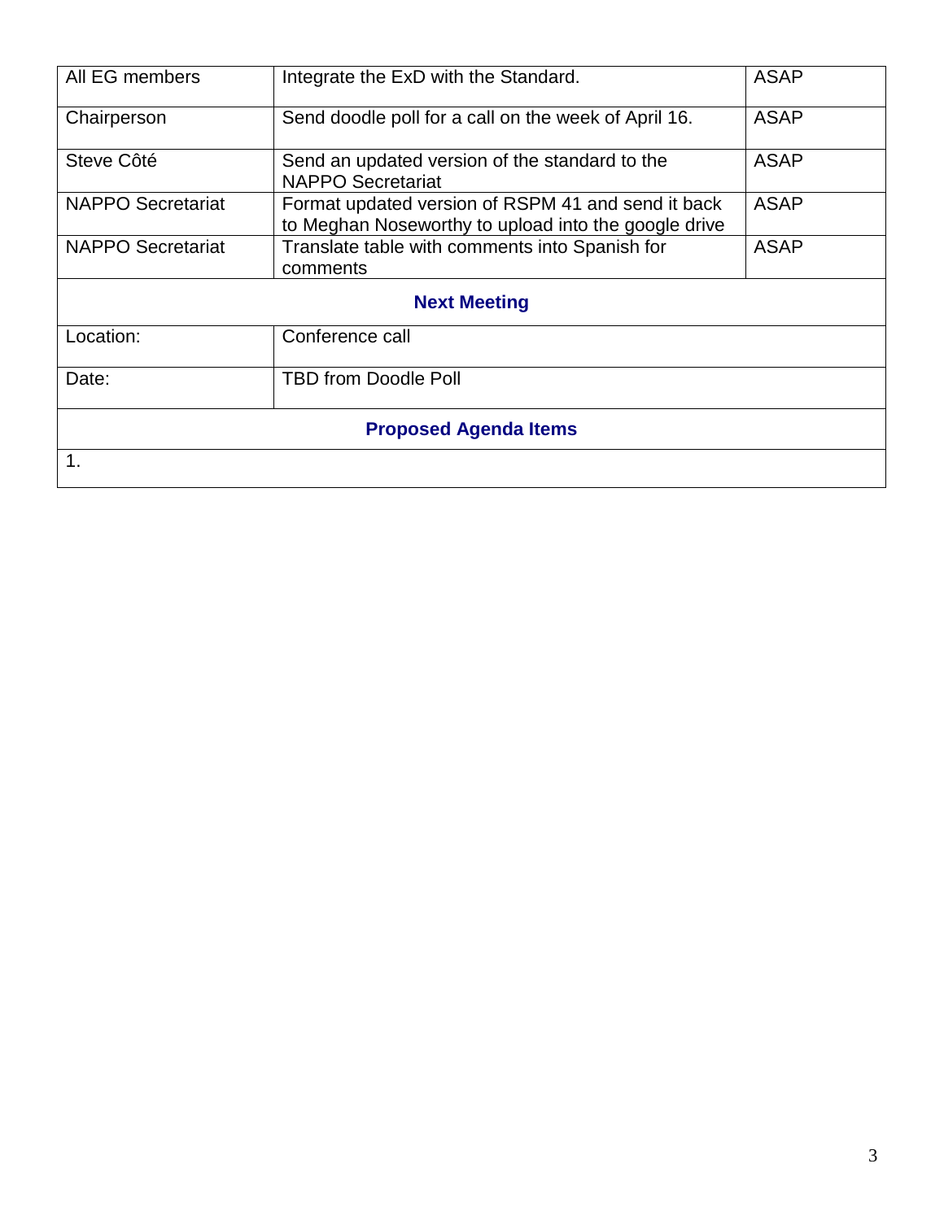| | | |
|---|---|---|
| All EG members | Integrate the ExD with the Standard. | ASAP |
| Chairperson | Send doodle poll for a call on the week of April 16. | ASAP |
| Steve Côté | Send an updated version of the standard to the NAPPO Secretariat | ASAP |
| NAPPO Secretariat | Format updated version of RSPM 41 and send it back to Meghan Noseworthy to upload into the google drive | ASAP |
| NAPPO Secretariat | Translate table with comments into Spanish for comments | ASAP |
| **Next Meeting** | | |
| Location: | Conference call | |
| Date: | TBD from Doodle Poll | |
| **Proposed Agenda Items** | | |
| 1. | | |